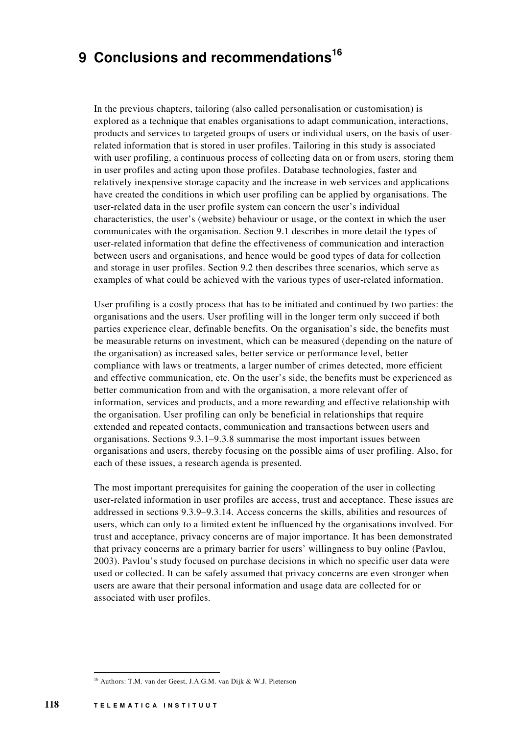# 9 Conclusions and recommendations[16]

In the previous chapters, tailoring (also called personalisation or customisation) is explored as a technique that enables organisations to adapt communication, interactions, products and services to targeted groups of users or individual users, on the basis of user-related information that is stored in user profiles. Tailoring in this study is associated with user profiling, a continuous process of collecting data on or from users, storing them in user profiles and acting upon those profiles. Database technologies, faster and relatively inexpensive storage capacity and the increase in web services and applications have created the conditions in which user profiling can be applied by organisations. The user-related data in the user profile system can concern the user's individual characteristics, the user's (website) behaviour or usage, or the context in which the user communicates with the organisation. Section 9.1 describes in more detail the types of user-related information that define the effectiveness of communication and interaction between users and organisations, and hence would be good types of data for collection and storage in user profiles. Section 9.2 then describes three scenarios, which serve as examples of what could be achieved with the various types of user-related information.

User profiling is a costly process that has to be initiated and continued by two parties: the organisations and the users. User profiling will in the longer term only succeed if both parties experience clear, definable benefits. On the organisation's side, the benefits must be measurable returns on investment, which can be measured (depending on the nature of the organisation) as increased sales, better service or performance level, better compliance with laws or treatments, a larger number of crimes detected, more efficient and effective communication, etc. On the user's side, the benefits must be experienced as better communication from and with the organisation, a more relevant offer of information, services and products, and a more rewarding and effective relationship with the organisation. User profiling can only be beneficial in relationships that require extended and repeated contacts, communication and transactions between users and organisations. Sections 9.3.1–9.3.8 summarise the most important issues between organisations and users, thereby focusing on the possible aims of user profiling. Also, for each of these issues, a research agenda is presented.

The most important prerequisites for gaining the cooperation of the user in collecting user-related information in user profiles are access, trust and acceptance. These issues are addressed in sections 9.3.9–9.3.14. Access concerns the skills, abilities and resources of users, which can only to a limited extent be influenced by the organisations involved. For trust and acceptance, privacy concerns are of major importance. It has been demonstrated that privacy concerns are a primary barrier for users' willingness to buy online (Pavlou, 2003). Pavlou's study focused on purchase decisions in which no specific user data were used or collected. It can be safely assumed that privacy concerns are even stronger when users are aware that their personal information and usage data are collected for or associated with user profiles.

[16] Authors: T.M. van der Geest, J.A.G.M. van Dijk & W.J. Pieterson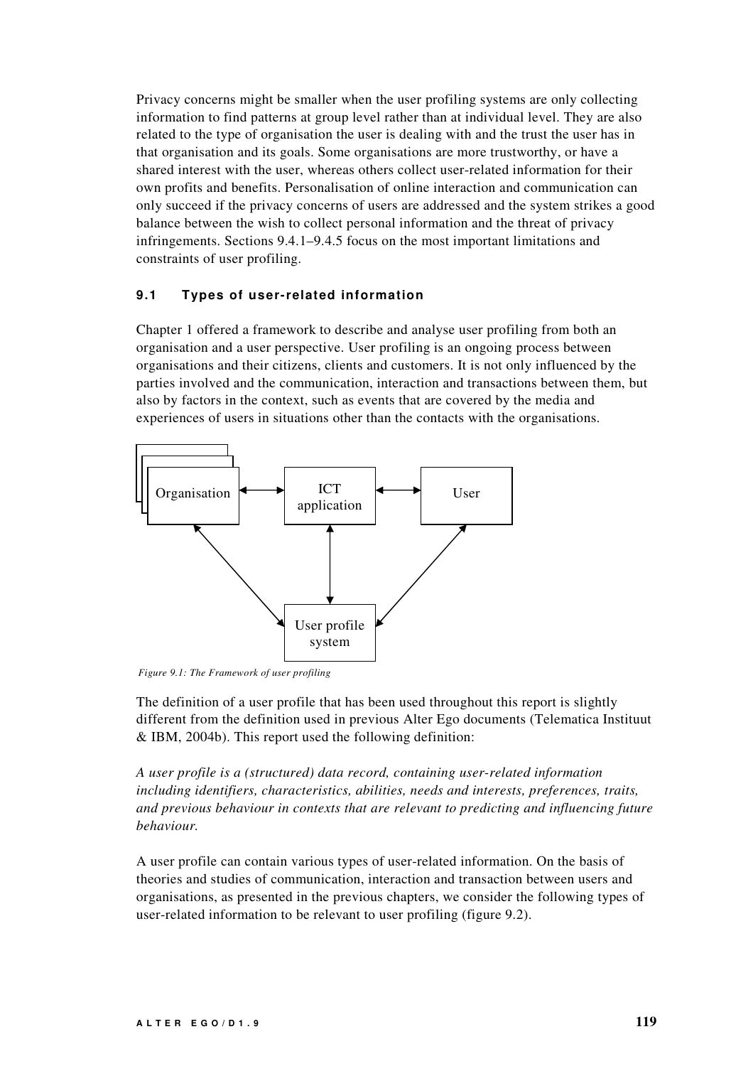Privacy concerns might be smaller when the user profiling systems are only collecting information to find patterns at group level rather than at individual level. They are also related to the type of organisation the user is dealing with and the trust the user has in that organisation and its goals. Some organisations are more trustworthy, or have a shared interest with the user, whereas others collect user-related information for their own profits and benefits. Personalisation of online interaction and communication can only succeed if the privacy concerns of users are addressed and the system strikes a good balance between the wish to collect personal information and the threat of privacy infringements. Sections 9.4.1–9.4.5 focus on the most important limitations and constraints of user profiling.

## 9.1 Types of user-related information

Chapter 1 offered a framework to describe and analyse user profiling from both an organisation and a user perspective. User profiling is an ongoing process between organisations and their citizens, clients and customers. It is not only influenced by the parties involved and the communication, interaction and transactions between them, but also by factors in the context, such as events that are covered by the media and experiences of users in situations other than the contacts with the organisations.

Organisation ↔ ICT application ↔ User

User profile system

*Figure 9.1: The Framework of user profiling*

The definition of a user profile that has been used throughout this report is slightly different from the definition used in previous Alter Ego documents (Telematica Instituut & IBM, 2004b). This report used the following definition:

*A user profile is a (structured) data record, containing user-related information including identifiers, characteristics, abilities, needs and interests, preferences, traits, and previous behaviour in contexts that are relevant to predicting and influencing future behaviour.*

A user profile can contain various types of user-related information. On the basis of theories and studies of communication, interaction and transaction between users and organisations, as presented in the previous chapters, we consider the following types of user-related information to be relevant to user profiling (figure 9.2).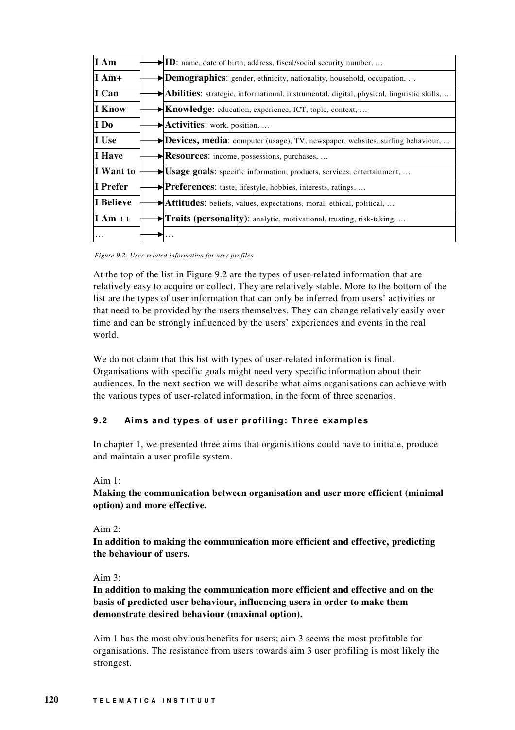| | | |
|---|---|---|
| I Am | → | **ID**: name, date of birth, address, fiscal/social security number, … |
| I Am+ | → | **Demographics**: gender, ethnicity, nationality, household, occupation, … |
| I Can | → | **Abilities**: strategic, informational, instrumental, digital, physical, linguistic skills, … |
| I Know | → | **Knowledge**: education, experience, ICT, topic, context, … |
| I Do | → | **Activities**: work, position, … |
| I Use | → | **Devices, media**: computer (usage), TV, newspaper, websites, surfing behaviour, ... |
| I Have | → | **Resources**: income, possessions, purchases, … |
| I Want to | → | **Usage goals**: specific information, products, services, entertainment, … |
| I Prefer | → | **Preferences**: taste, lifestyle, hobbies, interests, ratings, … |
| I Believe | → | **Attitudes**: beliefs, values, expectations, moral, ethical, political, … |
| I Am ++ | → | **Traits (personality)**: analytic, motivational, trusting, risk-taking, … |
| … | → | … |

*Figure 9.2: User-related information for user profiles*

At the top of the list in Figure 9.2 are the types of user-related information that are relatively easy to acquire or collect. They are relatively stable. More to the bottom of the list are the types of user information that can only be inferred from users' activities or that need to be provided by the users themselves. They can change relatively easily over time and can be strongly influenced by the users' experiences and events in the real world.

We do not claim that this list with types of user-related information is final. Organisations with specific goals might need very specific information about their audiences. In the next section we will describe what aims organisations can achieve with the various types of user-related information, in the form of three scenarios.

## 9.2 Aims and types of user profiling: Three examples

In chapter 1, we presented three aims that organisations could have to initiate, produce and maintain a user profile system.

Aim 1:

**Making the communication between organisation and user more efficient (minimal option) and more effective.**

Aim 2:

**In addition to making the communication more efficient and effective, predicting the behaviour of users.**

Aim 3:

**In addition to making the communication more efficient and effective and on the basis of predicted user behaviour, influencing users in order to make them demonstrate desired behaviour (maximal option).**

Aim 1 has the most obvious benefits for users; aim 3 seems the most profitable for organisations. The resistance from users towards aim 3 user profiling is most likely the strongest.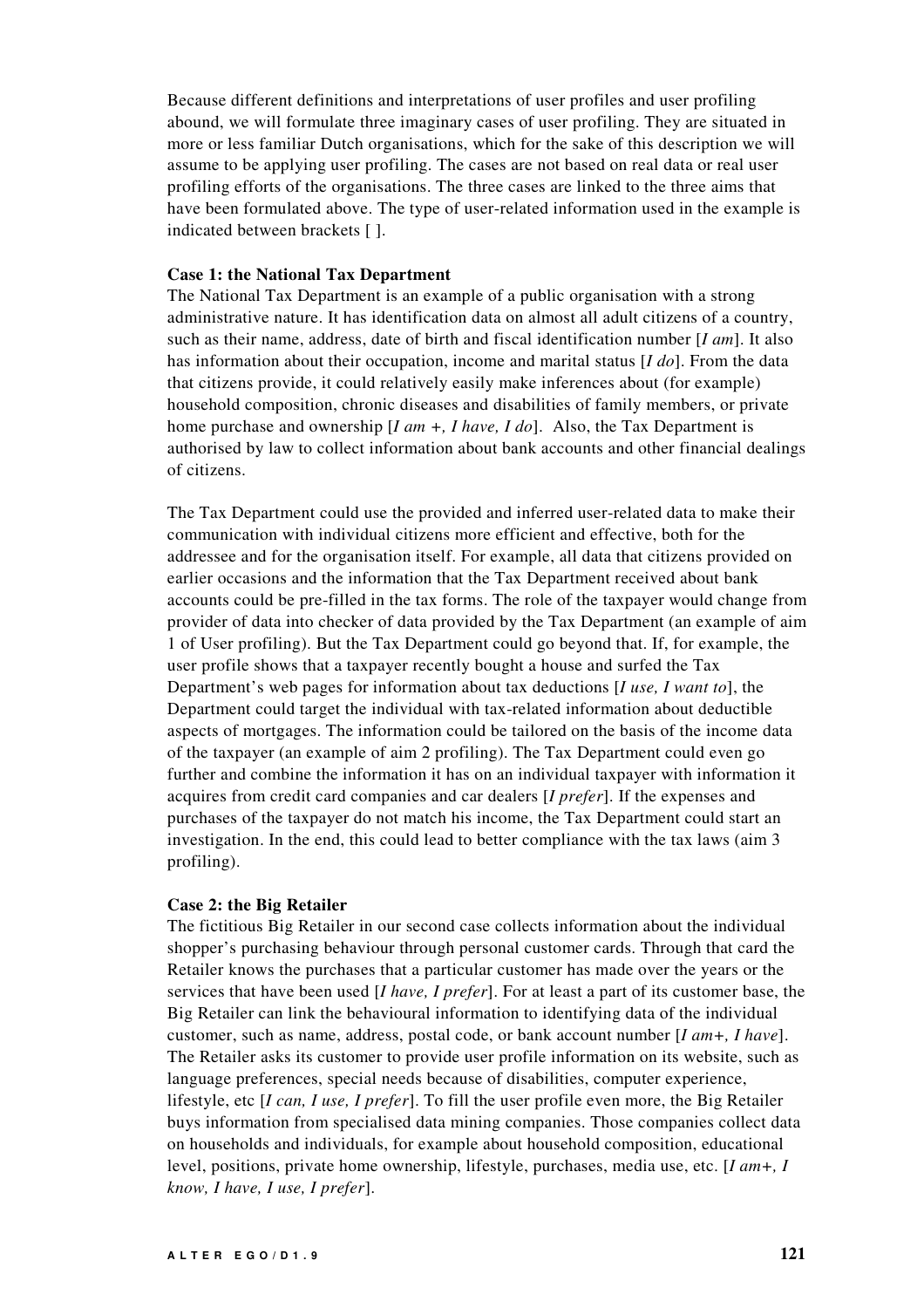Because different definitions and interpretations of user profiles and user profiling abound, we will formulate three imaginary cases of user profiling. They are situated in more or less familiar Dutch organisations, which for the sake of this description we will assume to be applying user profiling. The cases are not based on real data or real user profiling efforts of the organisations. The three cases are linked to the three aims that have been formulated above. The type of user-related information used in the example is indicated between brackets [ ].

**Case 1: the National Tax Department**

The National Tax Department is an example of a public organisation with a strong administrative nature. It has identification data on almost all adult citizens of a country, such as their name, address, date of birth and fiscal identification number [*I am*]. It also has information about their occupation, income and marital status [*I do*]. From the data that citizens provide, it could relatively easily make inferences about (for example) household composition, chronic diseases and disabilities of family members, or private home purchase and ownership [*I am +, I have, I do*]. Also, the Tax Department is authorised by law to collect information about bank accounts and other financial dealings of citizens.

The Tax Department could use the provided and inferred user-related data to make their communication with individual citizens more efficient and effective, both for the addressee and for the organisation itself. For example, all data that citizens provided on earlier occasions and the information that the Tax Department received about bank accounts could be pre-filled in the tax forms. The role of the taxpayer would change from provider of data into checker of data provided by the Tax Department (an example of aim 1 of User profiling). But the Tax Department could go beyond that. If, for example, the user profile shows that a taxpayer recently bought a house and surfed the Tax Department's web pages for information about tax deductions [*I use, I want to*], the Department could target the individual with tax-related information about deductible aspects of mortgages. The information could be tailored on the basis of the income data of the taxpayer (an example of aim 2 profiling). The Tax Department could even go further and combine the information it has on an individual taxpayer with information it acquires from credit card companies and car dealers [*I prefer*]. If the expenses and purchases of the taxpayer do not match his income, the Tax Department could start an investigation. In the end, this could lead to better compliance with the tax laws (aim 3 profiling).

**Case 2: the Big Retailer**

The fictitious Big Retailer in our second case collects information about the individual shopper's purchasing behaviour through personal customer cards. Through that card the Retailer knows the purchases that a particular customer has made over the years or the services that have been used [*I have, I prefer*]. For at least a part of its customer base, the Big Retailer can link the behavioural information to identifying data of the individual customer, such as name, address, postal code, or bank account number [*I am+, I have*]. The Retailer asks its customer to provide user profile information on its website, such as language preferences, special needs because of disabilities, computer experience, lifestyle, etc [*I can, I use, I prefer*]. To fill the user profile even more, the Big Retailer buys information from specialised data mining companies. Those companies collect data on households and individuals, for example about household composition, educational level, positions, private home ownership, lifestyle, purchases, media use, etc. [*I am+, I know, I have, I use, I prefer*].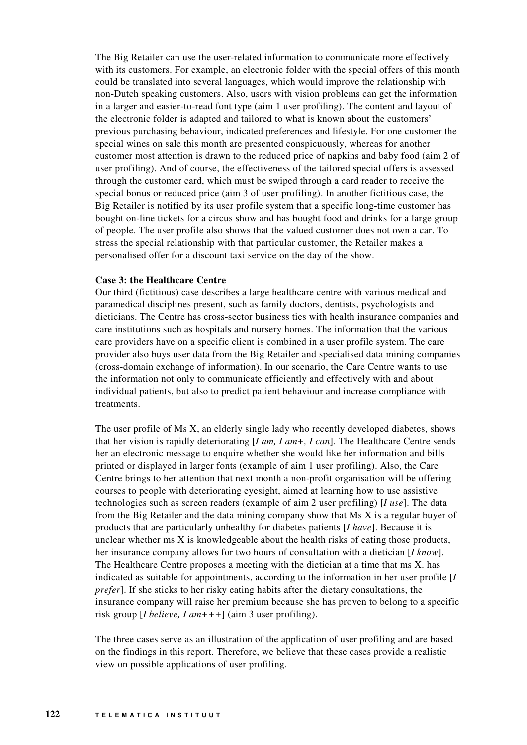The Big Retailer can use the user-related information to communicate more effectively with its customers. For example, an electronic folder with the special offers of this month could be translated into several languages, which would improve the relationship with non-Dutch speaking customers. Also, users with vision problems can get the information in a larger and easier-to-read font type (aim 1 user profiling). The content and layout of the electronic folder is adapted and tailored to what is known about the customers' previous purchasing behaviour, indicated preferences and lifestyle. For one customer the special wines on sale this month are presented conspicuously, whereas for another customer most attention is drawn to the reduced price of napkins and baby food (aim 2 of user profiling). And of course, the effectiveness of the tailored special offers is assessed through the customer card, which must be swiped through a card reader to receive the special bonus or reduced price (aim 3 of user profiling). In another fictitious case, the Big Retailer is notified by its user profile system that a specific long-time customer has bought on-line tickets for a circus show and has bought food and drinks for a large group of people. The user profile also shows that the valued customer does not own a car. To stress the special relationship with that particular customer, the Retailer makes a personalised offer for a discount taxi service on the day of the show.

**Case 3: the Healthcare Centre**

Our third (fictitious) case describes a large healthcare centre with various medical and paramedical disciplines present, such as family doctors, dentists, psychologists and dieticians. The Centre has cross-sector business ties with health insurance companies and care institutions such as hospitals and nursery homes. The information that the various care providers have on a specific client is combined in a user profile system. The care provider also buys user data from the Big Retailer and specialised data mining companies (cross-domain exchange of information). In our scenario, the Care Centre wants to use the information not only to communicate efficiently and effectively with and about individual patients, but also to predict patient behaviour and increase compliance with treatments.

The user profile of Ms X, an elderly single lady who recently developed diabetes, shows that her vision is rapidly deteriorating [*I am, I am+, I can*]. The Healthcare Centre sends her an electronic message to enquire whether she would like her information and bills printed or displayed in larger fonts (example of aim 1 user profiling). Also, the Care Centre brings to her attention that next month a non-profit organisation will be offering courses to people with deteriorating eyesight, aimed at learning how to use assistive technologies such as screen readers (example of aim 2 user profiling) [*I use*]. The data from the Big Retailer and the data mining company show that Ms X is a regular buyer of products that are particularly unhealthy for diabetes patients [*I have*]. Because it is unclear whether ms X is knowledgeable about the health risks of eating those products, her insurance company allows for two hours of consultation with a dietician [*I know*]. The Healthcare Centre proposes a meeting with the dietician at a time that ms X. has indicated as suitable for appointments, according to the information in her user profile [*I prefer*]. If she sticks to her risky eating habits after the dietary consultations, the insurance company will raise her premium because she has proven to belong to a specific risk group [*I believe, I am+++*] (aim 3 user profiling).

The three cases serve as an illustration of the application of user profiling and are based on the findings in this report. Therefore, we believe that these cases provide a realistic view on possible applications of user profiling.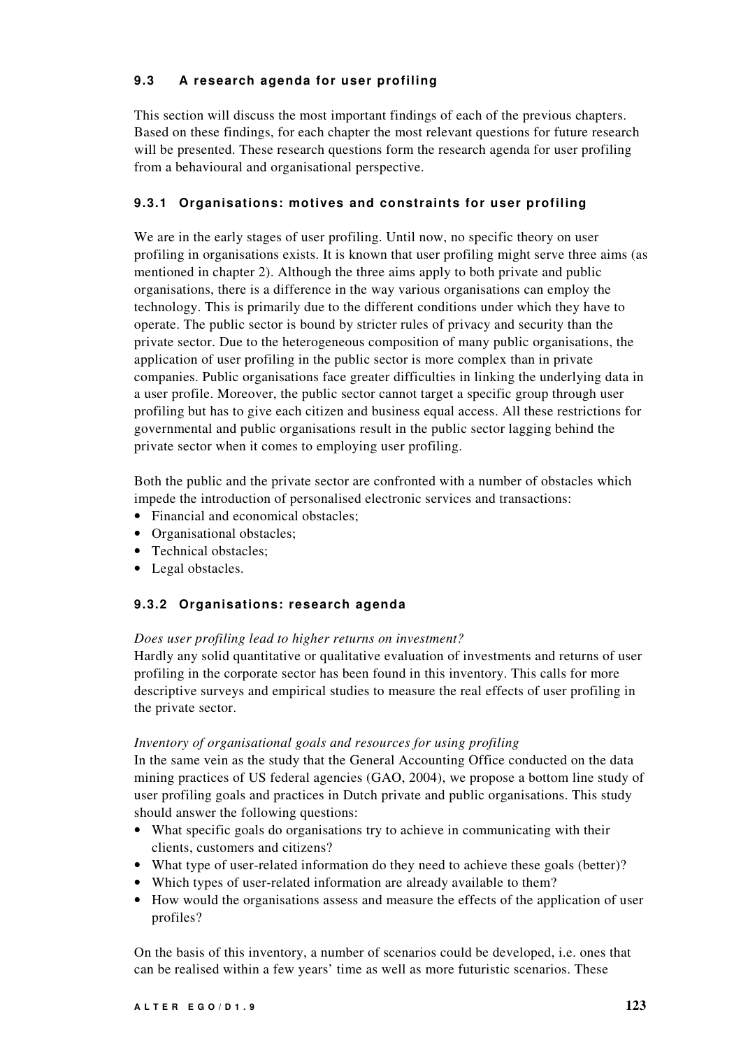## 9.3 A research agenda for user profiling

This section will discuss the most important findings of each of the previous chapters. Based on these findings, for each chapter the most relevant questions for future research will be presented. These research questions form the research agenda for user profiling from a behavioural and organisational perspective.

### 9.3.1 Organisations: motives and constraints for user profiling

We are in the early stages of user profiling. Until now, no specific theory on user profiling in organisations exists. It is known that user profiling might serve three aims (as mentioned in chapter 2). Although the three aims apply to both private and public organisations, there is a difference in the way various organisations can employ the technology. This is primarily due to the different conditions under which they have to operate. The public sector is bound by stricter rules of privacy and security than the private sector. Due to the heterogeneous composition of many public organisations, the application of user profiling in the public sector is more complex than in private companies. Public organisations face greater difficulties in linking the underlying data in a user profile. Moreover, the public sector cannot target a specific group through user profiling but has to give each citizen and business equal access. All these restrictions for governmental and public organisations result in the public sector lagging behind the private sector when it comes to employing user profiling.

Both the public and the private sector are confronted with a number of obstacles which impede the introduction of personalised electronic services and transactions:

- Financial and economical obstacles;
- Organisational obstacles;
- Technical obstacles;
- Legal obstacles.

### 9.3.2 Organisations: research agenda

*Does user profiling lead to higher returns on investment?*
Hardly any solid quantitative or qualitative evaluation of investments and returns of user profiling in the corporate sector has been found in this inventory. This calls for more descriptive surveys and empirical studies to measure the real effects of user profiling in the private sector.

*Inventory of organisational goals and resources for using profiling*
In the same vein as the study that the General Accounting Office conducted on the data mining practices of US federal agencies (GAO, 2004), we propose a bottom line study of user profiling goals and practices in Dutch private and public organisations. This study should answer the following questions:

- What specific goals do organisations try to achieve in communicating with their clients, customers and citizens?
- What type of user-related information do they need to achieve these goals (better)?
- Which types of user-related information are already available to them?
- How would the organisations assess and measure the effects of the application of user profiles?

On the basis of this inventory, a number of scenarios could be developed, i.e. ones that can be realised within a few years' time as well as more futuristic scenarios. These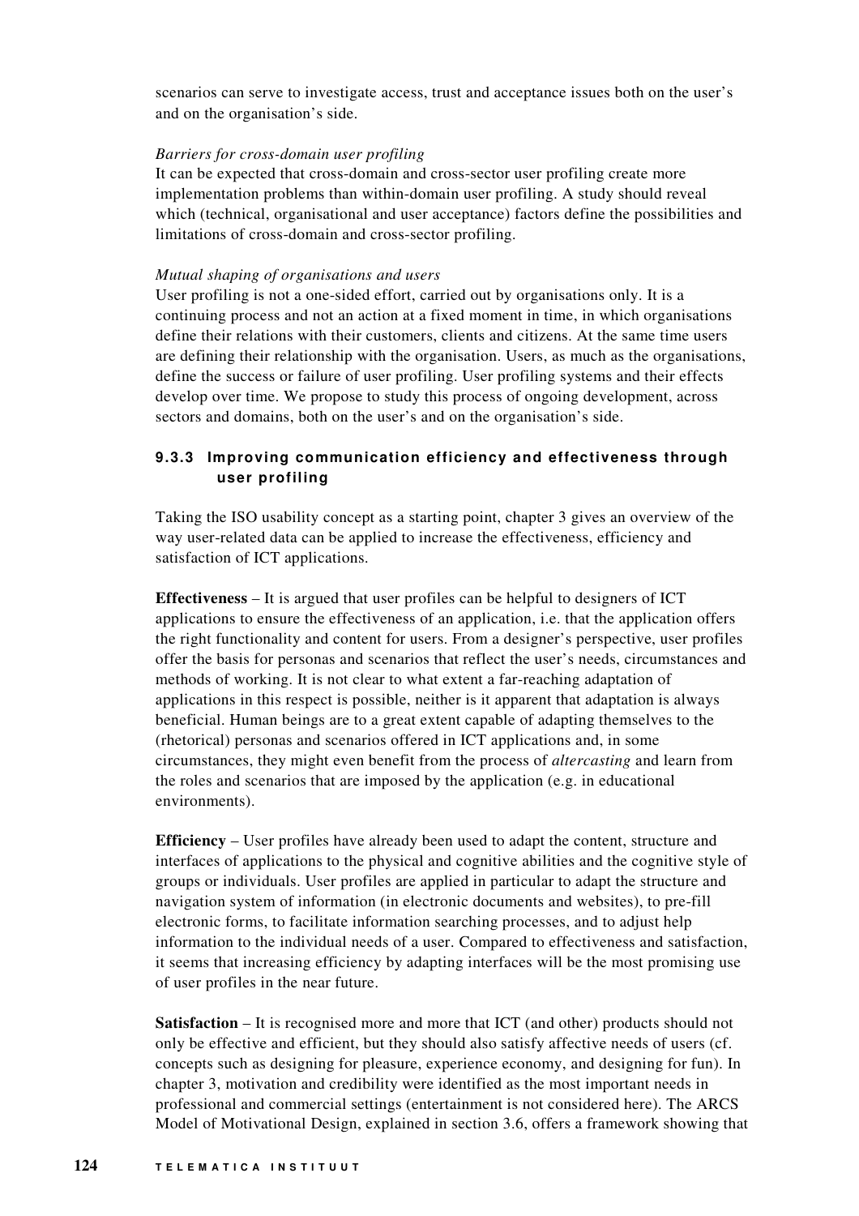scenarios can serve to investigate access, trust and acceptance issues both on the user's and on the organisation's side.

*Barriers for cross-domain user profiling*

It can be expected that cross-domain and cross-sector user profiling create more implementation problems than within-domain user profiling. A study should reveal which (technical, organisational and user acceptance) factors define the possibilities and limitations of cross-domain and cross-sector profiling.

*Mutual shaping of organisations and users*

User profiling is not a one-sided effort, carried out by organisations only. It is a continuing process and not an action at a fixed moment in time, in which organisations define their relations with their customers, clients and citizens. At the same time users are defining their relationship with the organisation. Users, as much as the organisations, define the success or failure of user profiling. User profiling systems and their effects develop over time. We propose to study this process of ongoing development, across sectors and domains, both on the user's and on the organisation's side.

### 9.3.3 Improving communication efficiency and effectiveness through user profiling

Taking the ISO usability concept as a starting point, chapter 3 gives an overview of the way user-related data can be applied to increase the effectiveness, efficiency and satisfaction of ICT applications.

**Effectiveness** – It is argued that user profiles can be helpful to designers of ICT applications to ensure the effectiveness of an application, i.e. that the application offers the right functionality and content for users. From a designer's perspective, user profiles offer the basis for personas and scenarios that reflect the user's needs, circumstances and methods of working. It is not clear to what extent a far-reaching adaptation of applications in this respect is possible, neither is it apparent that adaptation is always beneficial. Human beings are to a great extent capable of adapting themselves to the (rhetorical) personas and scenarios offered in ICT applications and, in some circumstances, they might even benefit from the process of *altercasting* and learn from the roles and scenarios that are imposed by the application (e.g. in educational environments).

**Efficiency** – User profiles have already been used to adapt the content, structure and interfaces of applications to the physical and cognitive abilities and the cognitive style of groups or individuals. User profiles are applied in particular to adapt the structure and navigation system of information (in electronic documents and websites), to pre-fill electronic forms, to facilitate information searching processes, and to adjust help information to the individual needs of a user. Compared to effectiveness and satisfaction, it seems that increasing efficiency by adapting interfaces will be the most promising use of user profiles in the near future.

**Satisfaction** – It is recognised more and more that ICT (and other) products should not only be effective and efficient, but they should also satisfy affective needs of users (cf. concepts such as designing for pleasure, experience economy, and designing for fun). In chapter 3, motivation and credibility were identified as the most important needs in professional and commercial settings (entertainment is not considered here). The ARCS Model of Motivational Design, explained in section 3.6, offers a framework showing that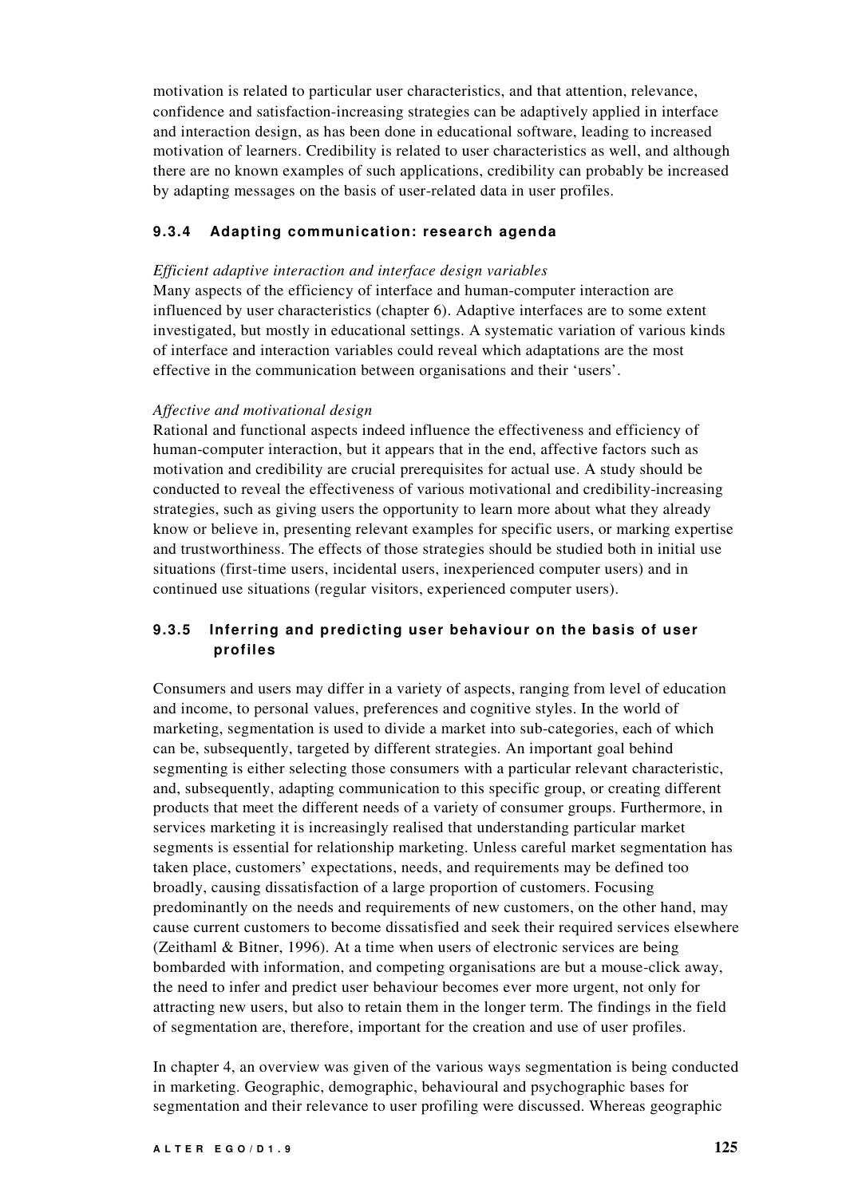motivation is related to particular user characteristics, and that attention, relevance, confidence and satisfaction-increasing strategies can be adaptively applied in interface and interaction design, as has been done in educational software, leading to increased motivation of learners. Credibility is related to user characteristics as well, and although there are no known examples of such applications, credibility can probably be increased by adapting messages on the basis of user-related data in user profiles.

### 9.3.4 Adapting communication: research agenda

*Efficient adaptive interaction and interface design variables*

Many aspects of the efficiency of interface and human-computer interaction are influenced by user characteristics (chapter 6). Adaptive interfaces are to some extent investigated, but mostly in educational settings. A systematic variation of various kinds of interface and interaction variables could reveal which adaptations are the most effective in the communication between organisations and their 'users'.

*Affective and motivational design*

Rational and functional aspects indeed influence the effectiveness and efficiency of human-computer interaction, but it appears that in the end, affective factors such as motivation and credibility are crucial prerequisites for actual use. A study should be conducted to reveal the effectiveness of various motivational and credibility-increasing strategies, such as giving users the opportunity to learn more about what they already know or believe in, presenting relevant examples for specific users, or marking expertise and trustworthiness. The effects of those strategies should be studied both in initial use situations (first-time users, incidental users, inexperienced computer users) and in continued use situations (regular visitors, experienced computer users).

### 9.3.5 Inferring and predicting user behaviour on the basis of user profiles

Consumers and users may differ in a variety of aspects, ranging from level of education and income, to personal values, preferences and cognitive styles. In the world of marketing, segmentation is used to divide a market into sub-categories, each of which can be, subsequently, targeted by different strategies. An important goal behind segmenting is either selecting those consumers with a particular relevant characteristic, and, subsequently, adapting communication to this specific group, or creating different products that meet the different needs of a variety of consumer groups. Furthermore, in services marketing it is increasingly realised that understanding particular market segments is essential for relationship marketing. Unless careful market segmentation has taken place, customers' expectations, needs, and requirements may be defined too broadly, causing dissatisfaction of a large proportion of customers. Focusing predominantly on the needs and requirements of new customers, on the other hand, may cause current customers to become dissatisfied and seek their required services elsewhere (Zeithaml & Bitner, 1996). At a time when users of electronic services are being bombarded with information, and competing organisations are but a mouse-click away, the need to infer and predict user behaviour becomes ever more urgent, not only for attracting new users, but also to retain them in the longer term. The findings in the field of segmentation are, therefore, important for the creation and use of user profiles.

In chapter 4, an overview was given of the various ways segmentation is being conducted in marketing. Geographic, demographic, behavioural and psychographic bases for segmentation and their relevance to user profiling were discussed. Whereas geographic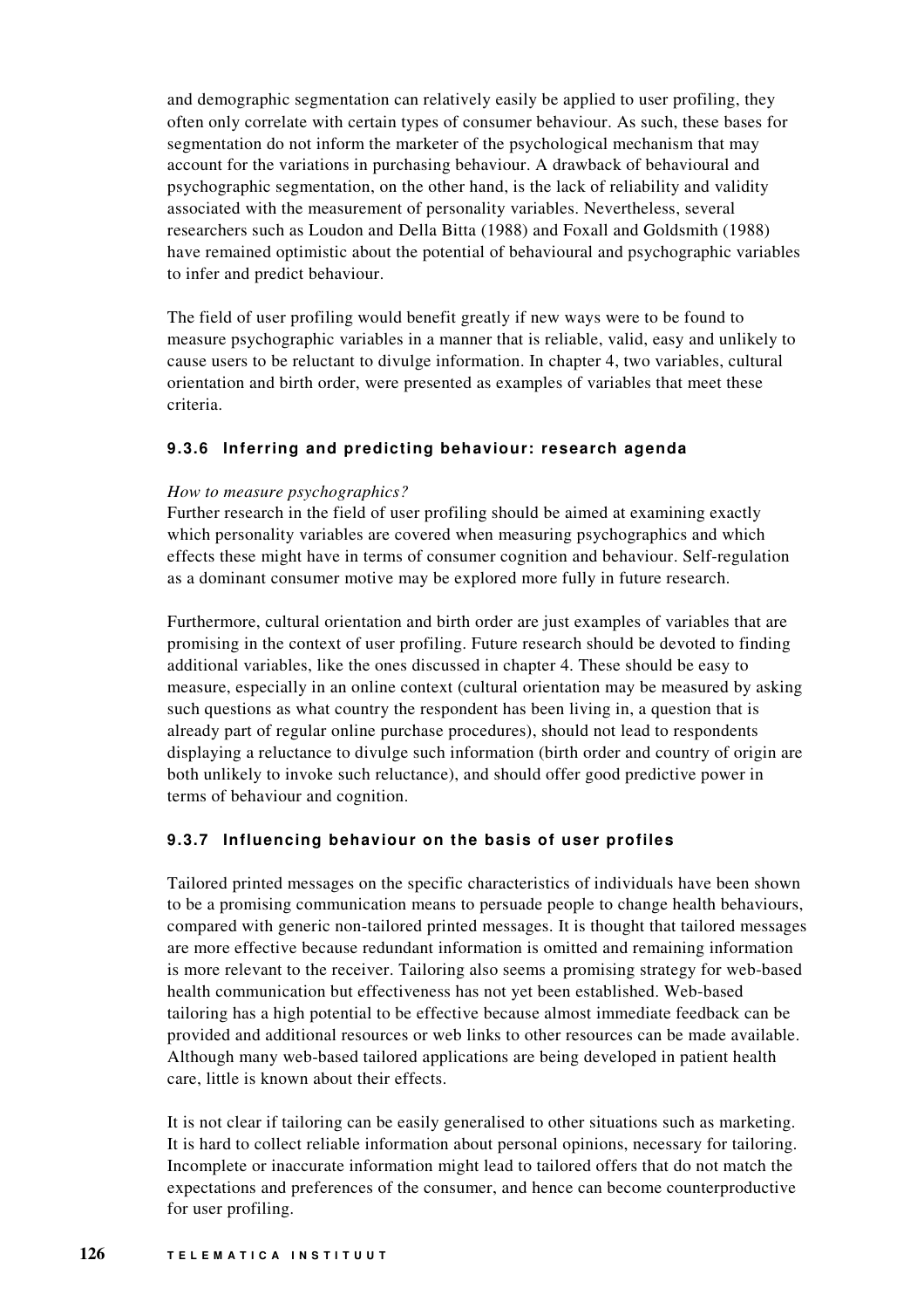and demographic segmentation can relatively easily be applied to user profiling, they often only correlate with certain types of consumer behaviour. As such, these bases for segmentation do not inform the marketer of the psychological mechanism that may account for the variations in purchasing behaviour. A drawback of behavioural and psychographic segmentation, on the other hand, is the lack of reliability and validity associated with the measurement of personality variables. Nevertheless, several researchers such as Loudon and Della Bitta (1988) and Foxall and Goldsmith (1988) have remained optimistic about the potential of behavioural and psychographic variables to infer and predict behaviour.

The field of user profiling would benefit greatly if new ways were to be found to measure psychographic variables in a manner that is reliable, valid, easy and unlikely to cause users to be reluctant to divulge information. In chapter 4, two variables, cultural orientation and birth order, were presented as examples of variables that meet these criteria.

### 9.3.6 Inferring and predicting behaviour: research agenda

*How to measure psychographics?*
Further research in the field of user profiling should be aimed at examining exactly which personality variables are covered when measuring psychographics and which effects these might have in terms of consumer cognition and behaviour. Self-regulation as a dominant consumer motive may be explored more fully in future research.

Furthermore, cultural orientation and birth order are just examples of variables that are promising in the context of user profiling. Future research should be devoted to finding additional variables, like the ones discussed in chapter 4. These should be easy to measure, especially in an online context (cultural orientation may be measured by asking such questions as what country the respondent has been living in, a question that is already part of regular online purchase procedures), should not lead to respondents displaying a reluctance to divulge such information (birth order and country of origin are both unlikely to invoke such reluctance), and should offer good predictive power in terms of behaviour and cognition.

### 9.3.7 Influencing behaviour on the basis of user profiles

Tailored printed messages on the specific characteristics of individuals have been shown to be a promising communication means to persuade people to change health behaviours, compared with generic non-tailored printed messages. It is thought that tailored messages are more effective because redundant information is omitted and remaining information is more relevant to the receiver. Tailoring also seems a promising strategy for web-based health communication but effectiveness has not yet been established. Web-based tailoring has a high potential to be effective because almost immediate feedback can be provided and additional resources or web links to other resources can be made available. Although many web-based tailored applications are being developed in patient health care, little is known about their effects.

It is not clear if tailoring can be easily generalised to other situations such as marketing. It is hard to collect reliable information about personal opinions, necessary for tailoring. Incomplete or inaccurate information might lead to tailored offers that do not match the expectations and preferences of the consumer, and hence can become counterproductive for user profiling.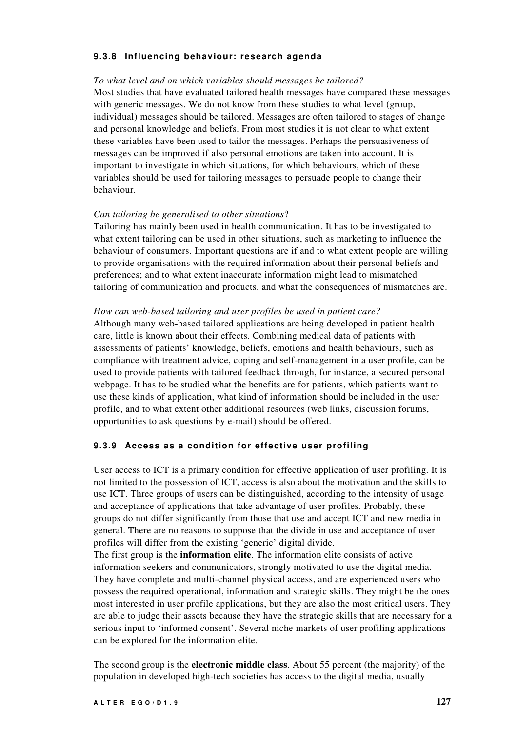### 9.3.8 Influencing behaviour: research agenda

*To what level and on which variables should messages be tailored?*

Most studies that have evaluated tailored health messages have compared these messages with generic messages. We do not know from these studies to what level (group, individual) messages should be tailored. Messages are often tailored to stages of change and personal knowledge and beliefs. From most studies it is not clear to what extent these variables have been used to tailor the messages. Perhaps the persuasiveness of messages can be improved if also personal emotions are taken into account. It is important to investigate in which situations, for which behaviours, which of these variables should be used for tailoring messages to persuade people to change their behaviour.

*Can tailoring be generalised to other situations*?

Tailoring has mainly been used in health communication. It has to be investigated to what extent tailoring can be used in other situations, such as marketing to influence the behaviour of consumers. Important questions are if and to what extent people are willing to provide organisations with the required information about their personal beliefs and preferences; and to what extent inaccurate information might lead to mismatched tailoring of communication and products, and what the consequences of mismatches are.

*How can web-based tailoring and user profiles be used in patient care?*

Although many web-based tailored applications are being developed in patient health care, little is known about their effects. Combining medical data of patients with assessments of patients' knowledge, beliefs, emotions and health behaviours, such as compliance with treatment advice, coping and self-management in a user profile, can be used to provide patients with tailored feedback through, for instance, a secured personal webpage. It has to be studied what the benefits are for patients, which patients want to use these kinds of application, what kind of information should be included in the user profile, and to what extent other additional resources (web links, discussion forums, opportunities to ask questions by e-mail) should be offered.

### 9.3.9 Access as a condition for effective user profiling

User access to ICT is a primary condition for effective application of user profiling. It is not limited to the possession of ICT, access is also about the motivation and the skills to use ICT. Three groups of users can be distinguished, according to the intensity of usage and acceptance of applications that take advantage of user profiles. Probably, these groups do not differ significantly from those that use and accept ICT and new media in general. There are no reasons to suppose that the divide in use and acceptance of user profiles will differ from the existing 'generic' digital divide.

The first group is the **information elite**. The information elite consists of active information seekers and communicators, strongly motivated to use the digital media. They have complete and multi-channel physical access, and are experienced users who possess the required operational, information and strategic skills. They might be the ones most interested in user profile applications, but they are also the most critical users. They are able to judge their assets because they have the strategic skills that are necessary for a serious input to 'informed consent'. Several niche markets of user profiling applications can be explored for the information elite.

The second group is the **electronic middle class**. About 55 percent (the majority) of the population in developed high-tech societies has access to the digital media, usually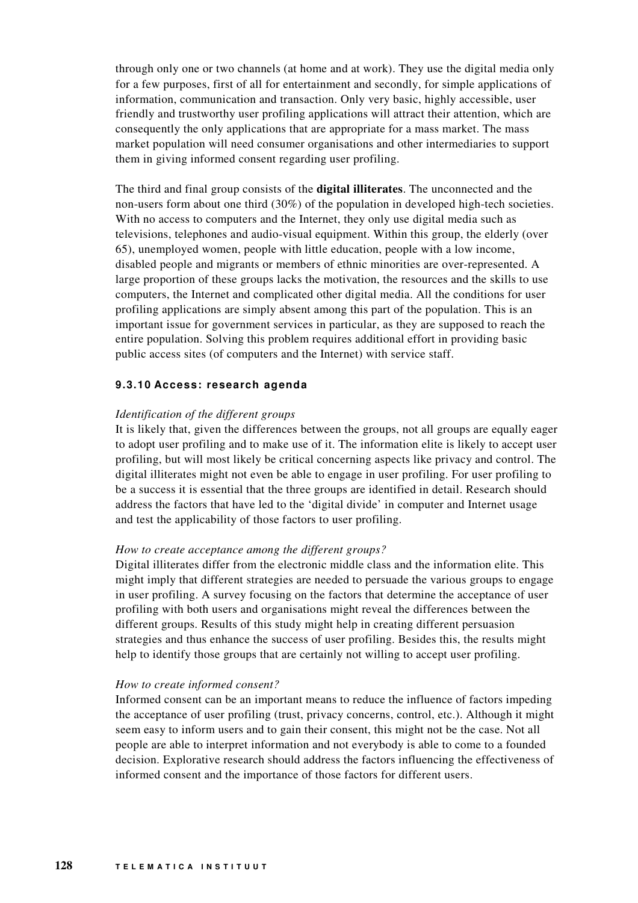through only one or two channels (at home and at work). They use the digital media only for a few purposes, first of all for entertainment and secondly, for simple applications of information, communication and transaction. Only very basic, highly accessible, user friendly and trustworthy user profiling applications will attract their attention, which are consequently the only applications that are appropriate for a mass market. The mass market population will need consumer organisations and other intermediaries to support them in giving informed consent regarding user profiling.

The third and final group consists of the **digital illiterates**. The unconnected and the non-users form about one third (30%) of the population in developed high-tech societies. With no access to computers and the Internet, they only use digital media such as televisions, telephones and audio-visual equipment. Within this group, the elderly (over 65), unemployed women, people with little education, people with a low income, disabled people and migrants or members of ethnic minorities are over-represented. A large proportion of these groups lacks the motivation, the resources and the skills to use computers, the Internet and complicated other digital media. All the conditions for user profiling applications are simply absent among this part of the population. This is an important issue for government services in particular, as they are supposed to reach the entire population. Solving this problem requires additional effort in providing basic public access sites (of computers and the Internet) with service staff.

#### 9.3.10 Access: research agenda

*Identification of the different groups*

It is likely that, given the differences between the groups, not all groups are equally eager to adopt user profiling and to make use of it. The information elite is likely to accept user profiling, but will most likely be critical concerning aspects like privacy and control. The digital illiterates might not even be able to engage in user profiling. For user profiling to be a success it is essential that the three groups are identified in detail. Research should address the factors that have led to the 'digital divide' in computer and Internet usage and test the applicability of those factors to user profiling.

*How to create acceptance among the different groups?*

Digital illiterates differ from the electronic middle class and the information elite. This might imply that different strategies are needed to persuade the various groups to engage in user profiling. A survey focusing on the factors that determine the acceptance of user profiling with both users and organisations might reveal the differences between the different groups. Results of this study might help in creating different persuasion strategies and thus enhance the success of user profiling. Besides this, the results might help to identify those groups that are certainly not willing to accept user profiling.

*How to create informed consent?*

Informed consent can be an important means to reduce the influence of factors impeding the acceptance of user profiling (trust, privacy concerns, control, etc.). Although it might seem easy to inform users and to gain their consent, this might not be the case. Not all people are able to interpret information and not everybody is able to come to a founded decision. Explorative research should address the factors influencing the effectiveness of informed consent and the importance of those factors for different users.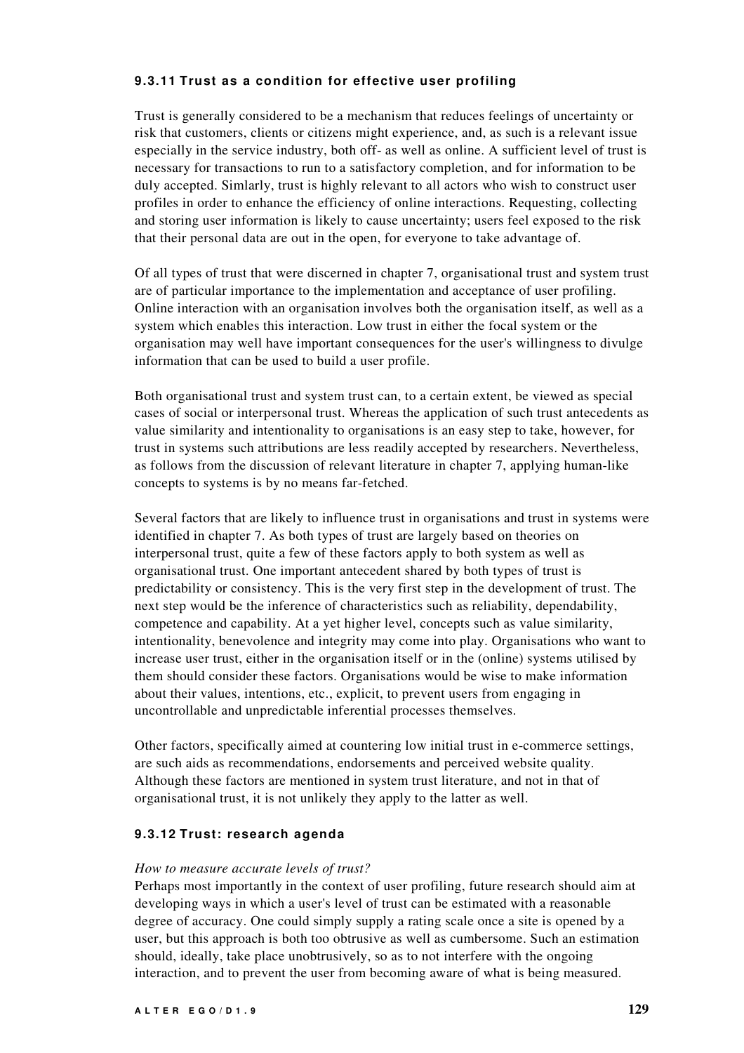### 9.3.11 Trust as a condition for effective user profiling

Trust is generally considered to be a mechanism that reduces feelings of uncertainty or risk that customers, clients or citizens might experience, and, as such is a relevant issue especially in the service industry, both off- as well as online. A sufficient level of trust is necessary for transactions to run to a satisfactory completion, and for information to be duly accepted. Simlarly, trust is highly relevant to all actors who wish to construct user profiles in order to enhance the efficiency of online interactions. Requesting, collecting and storing user information is likely to cause uncertainty; users feel exposed to the risk that their personal data are out in the open, for everyone to take advantage of.

Of all types of trust that were discerned in chapter 7, organisational trust and system trust are of particular importance to the implementation and acceptance of user profiling. Online interaction with an organisation involves both the organisation itself, as well as a system which enables this interaction. Low trust in either the focal system or the organisation may well have important consequences for the user's willingness to divulge information that can be used to build a user profile.

Both organisational trust and system trust can, to a certain extent, be viewed as special cases of social or interpersonal trust. Whereas the application of such trust antecedents as value similarity and intentionality to organisations is an easy step to take, however, for trust in systems such attributions are less readily accepted by researchers. Nevertheless, as follows from the discussion of relevant literature in chapter 7, applying human-like concepts to systems is by no means far-fetched.

Several factors that are likely to influence trust in organisations and trust in systems were identified in chapter 7. As both types of trust are largely based on theories on interpersonal trust, quite a few of these factors apply to both system as well as organisational trust. One important antecedent shared by both types of trust is predictability or consistency. This is the very first step in the development of trust. The next step would be the inference of characteristics such as reliability, dependability, competence and capability. At a yet higher level, concepts such as value similarity, intentionality, benevolence and integrity may come into play. Organisations who want to increase user trust, either in the organisation itself or in the (online) systems utilised by them should consider these factors. Organisations would be wise to make information about their values, intentions, etc., explicit, to prevent users from engaging in uncontrollable and unpredictable inferential processes themselves.

Other factors, specifically aimed at countering low initial trust in e-commerce settings, are such aids as recommendations, endorsements and perceived website quality. Although these factors are mentioned in system trust literature, and not in that of organisational trust, it is not unlikely they apply to the latter as well.

### 9.3.12 Trust: research agenda

*How to measure accurate levels of trust?*

Perhaps most importantly in the context of user profiling, future research should aim at developing ways in which a user's level of trust can be estimated with a reasonable degree of accuracy. One could simply supply a rating scale once a site is opened by a user, but this approach is both too obtrusive as well as cumbersome. Such an estimation should, ideally, take place unobtrusively, so as to not interfere with the ongoing interaction, and to prevent the user from becoming aware of what is being measured.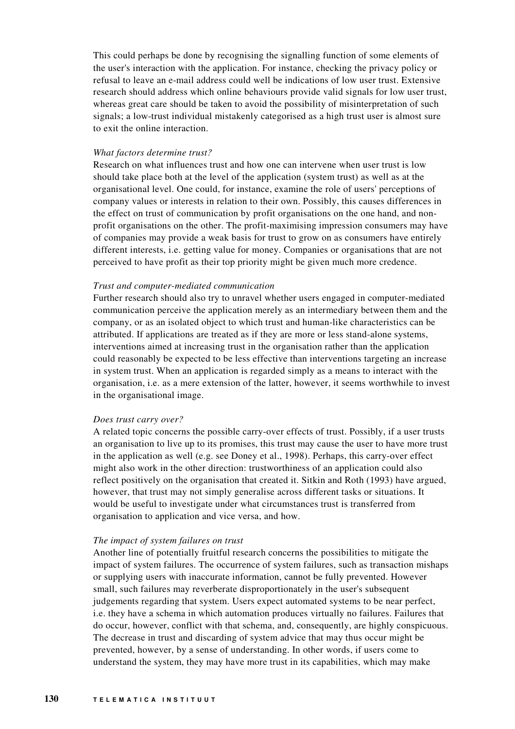This could perhaps be done by recognising the signalling function of some elements of the user's interaction with the application. For instance, checking the privacy policy or refusal to leave an e-mail address could well be indications of low user trust. Extensive research should address which online behaviours provide valid signals for low user trust, whereas great care should be taken to avoid the possibility of misinterpretation of such signals; a low-trust individual mistakenly categorised as a high trust user is almost sure to exit the online interaction.

*What factors determine trust?*

Research on what influences trust and how one can intervene when user trust is low should take place both at the level of the application (system trust) as well as at the organisational level. One could, for instance, examine the role of users' perceptions of company values or interests in relation to their own. Possibly, this causes differences in the effect on trust of communication by profit organisations on the one hand, and non-profit organisations on the other. The profit-maximising impression consumers may have of companies may provide a weak basis for trust to grow on as consumers have entirely different interests, i.e. getting value for money. Companies or organisations that are not perceived to have profit as their top priority might be given much more credence.

*Trust and computer-mediated communication*

Further research should also try to unravel whether users engaged in computer-mediated communication perceive the application merely as an intermediary between them and the company, or as an isolated object to which trust and human-like characteristics can be attributed. If applications are treated as if they are more or less stand-alone systems, interventions aimed at increasing trust in the organisation rather than the application could reasonably be expected to be less effective than interventions targeting an increase in system trust. When an application is regarded simply as a means to interact with the organisation, i.e. as a mere extension of the latter, however, it seems worthwhile to invest in the organisational image.

*Does trust carry over?*

A related topic concerns the possible carry-over effects of trust. Possibly, if a user trusts an organisation to live up to its promises, this trust may cause the user to have more trust in the application as well (e.g. see Doney et al., 1998). Perhaps, this carry-over effect might also work in the other direction: trustworthiness of an application could also reflect positively on the organisation that created it. Sitkin and Roth (1993) have argued, however, that trust may not simply generalise across different tasks or situations. It would be useful to investigate under what circumstances trust is transferred from organisation to application and vice versa, and how.

*The impact of system failures on trust*

Another line of potentially fruitful research concerns the possibilities to mitigate the impact of system failures. The occurrence of system failures, such as transaction mishaps or supplying users with inaccurate information, cannot be fully prevented. However small, such failures may reverberate disproportionately in the user's subsequent judgements regarding that system. Users expect automated systems to be near perfect, i.e. they have a schema in which automation produces virtually no failures. Failures that do occur, however, conflict with that schema, and, consequently, are highly conspicuous. The decrease in trust and discarding of system advice that may thus occur might be prevented, however, by a sense of understanding. In other words, if users come to understand the system, they may have more trust in its capabilities, which may make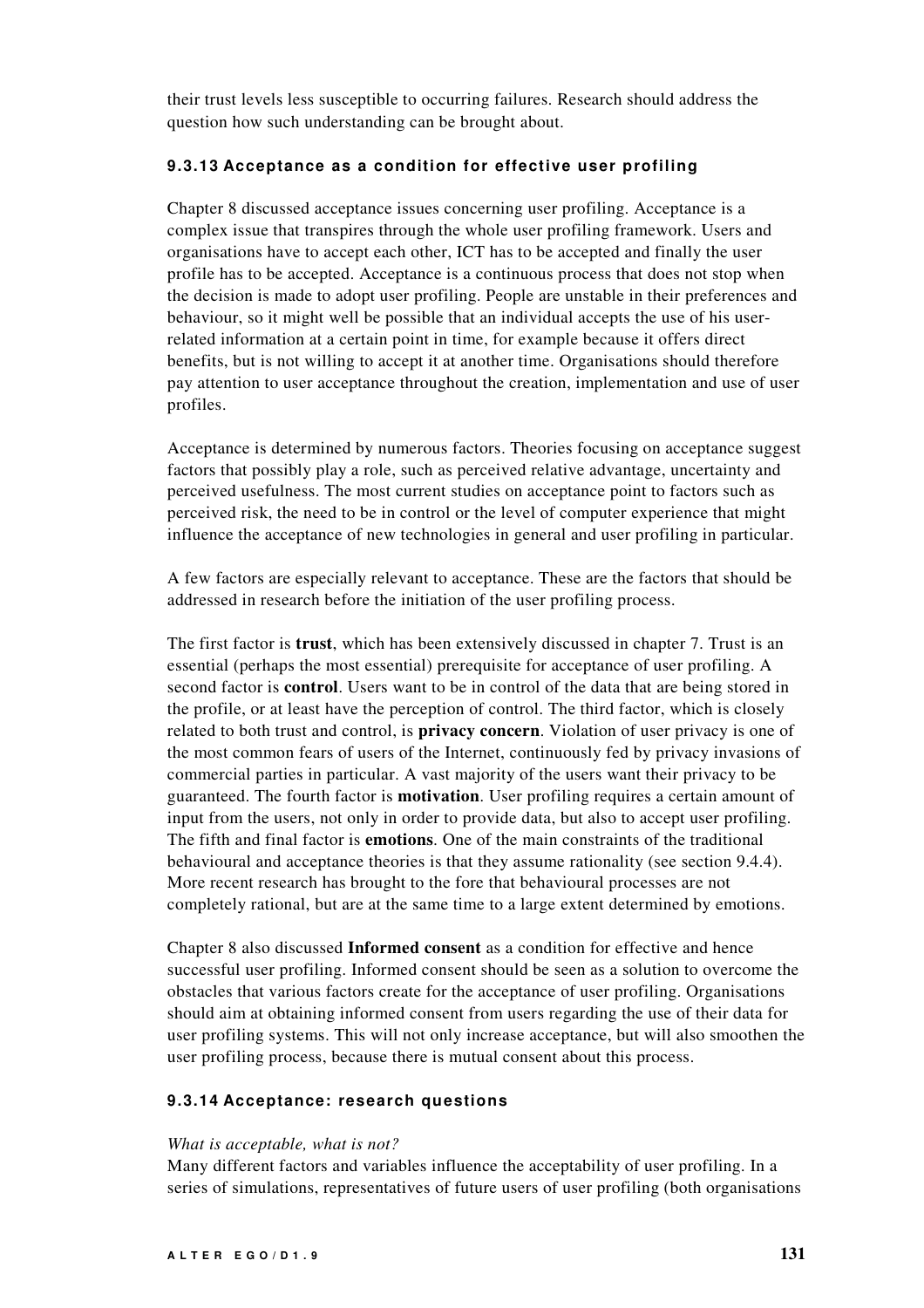their trust levels less susceptible to occurring failures. Research should address the question how such understanding can be brought about.

### 9.3.13 Acceptance as a condition for effective user profiling

Chapter 8 discussed acceptance issues concerning user profiling. Acceptance is a complex issue that transpires through the whole user profiling framework. Users and organisations have to accept each other, ICT has to be accepted and finally the user profile has to be accepted. Acceptance is a continuous process that does not stop when the decision is made to adopt user profiling. People are unstable in their preferences and behaviour, so it might well be possible that an individual accepts the use of his user-related information at a certain point in time, for example because it offers direct benefits, but is not willing to accept it at another time. Organisations should therefore pay attention to user acceptance throughout the creation, implementation and use of user profiles.

Acceptance is determined by numerous factors. Theories focusing on acceptance suggest factors that possibly play a role, such as perceived relative advantage, uncertainty and perceived usefulness. The most current studies on acceptance point to factors such as perceived risk, the need to be in control or the level of computer experience that might influence the acceptance of new technologies in general and user profiling in particular.

A few factors are especially relevant to acceptance. These are the factors that should be addressed in research before the initiation of the user profiling process.

The first factor is **trust**, which has been extensively discussed in chapter 7. Trust is an essential (perhaps the most essential) prerequisite for acceptance of user profiling. A second factor is **control**. Users want to be in control of the data that are being stored in the profile, or at least have the perception of control. The third factor, which is closely related to both trust and control, is **privacy concern**. Violation of user privacy is one of the most common fears of users of the Internet, continuously fed by privacy invasions of commercial parties in particular. A vast majority of the users want their privacy to be guaranteed. The fourth factor is **motivation**. User profiling requires a certain amount of input from the users, not only in order to provide data, but also to accept user profiling. The fifth and final factor is **emotions**. One of the main constraints of the traditional behavioural and acceptance theories is that they assume rationality (see section 9.4.4). More recent research has brought to the fore that behavioural processes are not completely rational, but are at the same time to a large extent determined by emotions.

Chapter 8 also discussed **Informed consent** as a condition for effective and hence successful user profiling. Informed consent should be seen as a solution to overcome the obstacles that various factors create for the acceptance of user profiling. Organisations should aim at obtaining informed consent from users regarding the use of their data for user profiling systems. This will not only increase acceptance, but will also smoothen the user profiling process, because there is mutual consent about this process.

### 9.3.14 Acceptance: research questions

*What is acceptable, what is not?*

Many different factors and variables influence the acceptability of user profiling. In a series of simulations, representatives of future users of user profiling (both organisations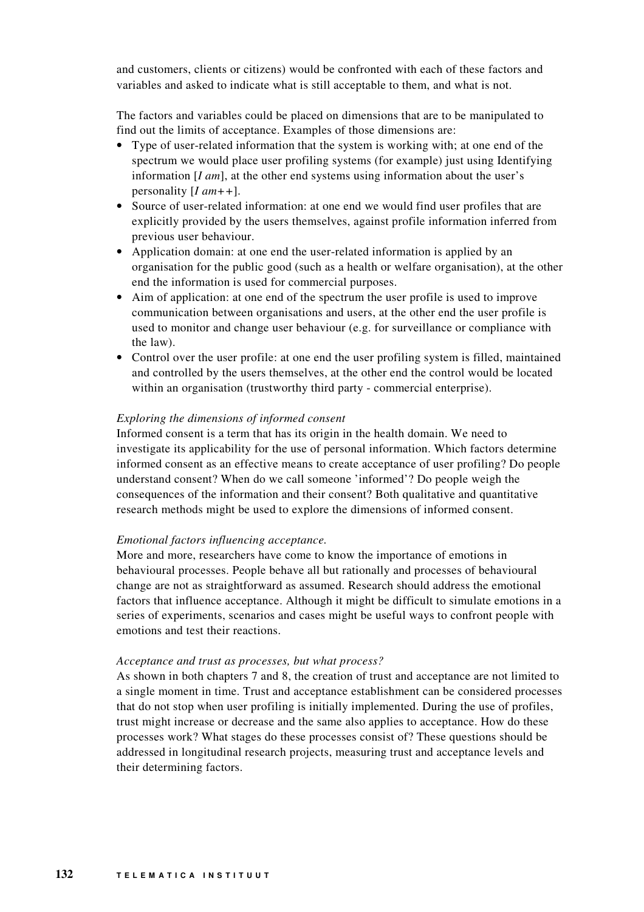and customers, clients or citizens) would be confronted with each of these factors and variables and asked to indicate what is still acceptable to them, and what is not.

The factors and variables could be placed on dimensions that are to be manipulated to find out the limits of acceptance. Examples of those dimensions are:

- Type of user-related information that the system is working with; at one end of the spectrum we would place user profiling systems (for example) just using Identifying information [*I am*], at the other end systems using information about the user's personality [*I am++*].
- Source of user-related information: at one end we would find user profiles that are explicitly provided by the users themselves, against profile information inferred from previous user behaviour.
- Application domain: at one end the user-related information is applied by an organisation for the public good (such as a health or welfare organisation), at the other end the information is used for commercial purposes.
- Aim of application: at one end of the spectrum the user profile is used to improve communication between organisations and users, at the other end the user profile is used to monitor and change user behaviour (e.g. for surveillance or compliance with the law).
- Control over the user profile: at one end the user profiling system is filled, maintained and controlled by the users themselves, at the other end the control would be located within an organisation (trustworthy third party - commercial enterprise).

*Exploring the dimensions of informed consent*

Informed consent is a term that has its origin in the health domain. We need to investigate its applicability for the use of personal information. Which factors determine informed consent as an effective means to create acceptance of user profiling? Do people understand consent? When do we call someone 'informed'? Do people weigh the consequences of the information and their consent? Both qualitative and quantitative research methods might be used to explore the dimensions of informed consent.

*Emotional factors influencing acceptance.*

More and more, researchers have come to know the importance of emotions in behavioural processes. People behave all but rationally and processes of behavioural change are not as straightforward as assumed. Research should address the emotional factors that influence acceptance. Although it might be difficult to simulate emotions in a series of experiments, scenarios and cases might be useful ways to confront people with emotions and test their reactions.

*Acceptance and trust as processes, but what process?*

As shown in both chapters 7 and 8, the creation of trust and acceptance are not limited to a single moment in time. Trust and acceptance establishment can be considered processes that do not stop when user profiling is initially implemented. During the use of profiles, trust might increase or decrease and the same also applies to acceptance. How do these processes work? What stages do these processes consist of? These questions should be addressed in longitudinal research projects, measuring trust and acceptance levels and their determining factors.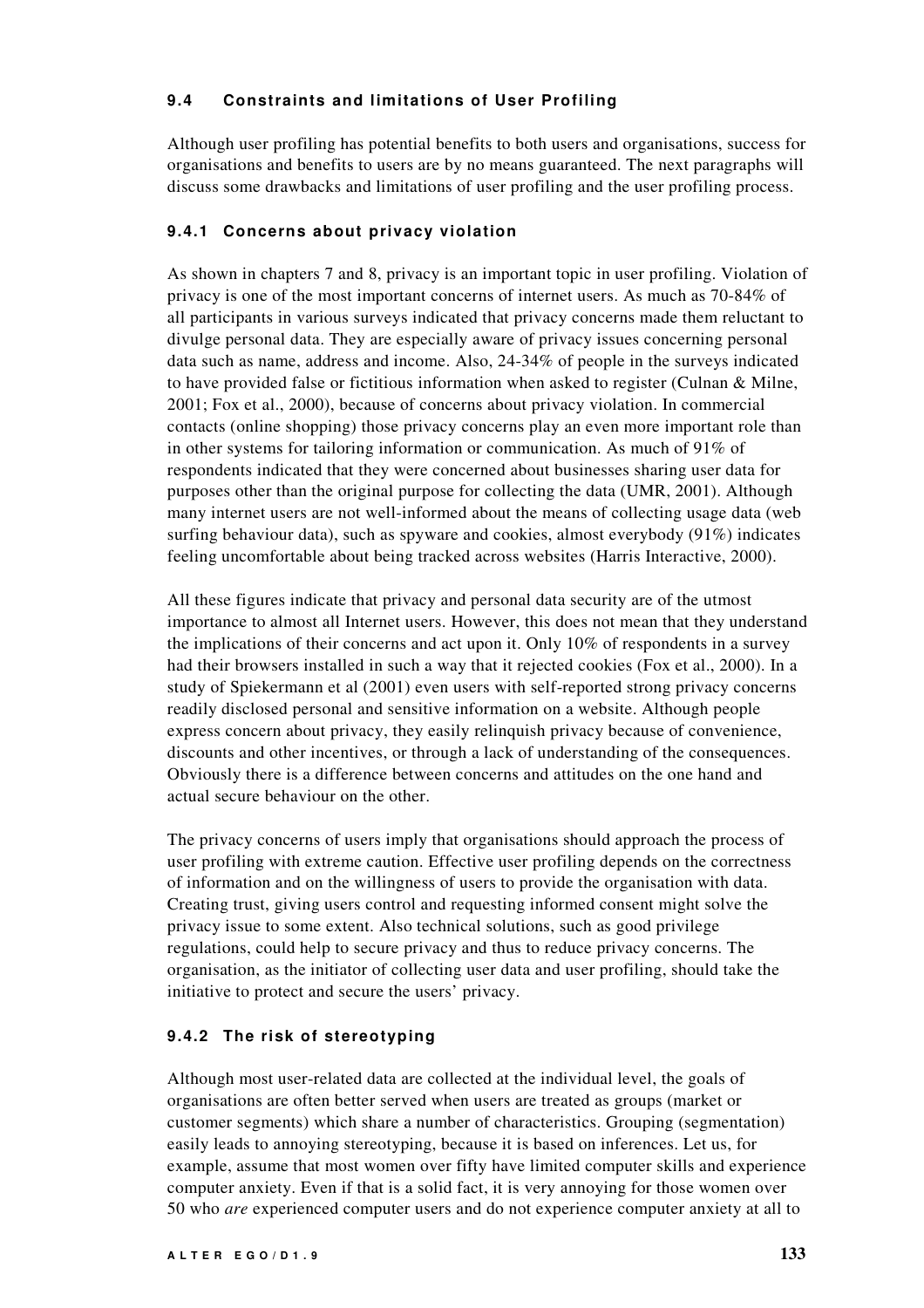### 9.4 Constraints and limitations of User Profiling

Although user profiling has potential benefits to both users and organisations, success for organisations and benefits to users are by no means guaranteed. The next paragraphs will discuss some drawbacks and limitations of user profiling and the user profiling process.

#### 9.4.1 Concerns about privacy violation

As shown in chapters 7 and 8, privacy is an important topic in user profiling. Violation of privacy is one of the most important concerns of internet users. As much as 70-84% of all participants in various surveys indicated that privacy concerns made them reluctant to divulge personal data. They are especially aware of privacy issues concerning personal data such as name, address and income. Also, 24-34% of people in the surveys indicated to have provided false or fictitious information when asked to register (Culnan & Milne, 2001; Fox et al., 2000), because of concerns about privacy violation. In commercial contacts (online shopping) those privacy concerns play an even more important role than in other systems for tailoring information or communication. As much of 91% of respondents indicated that they were concerned about businesses sharing user data for purposes other than the original purpose for collecting the data (UMR, 2001). Although many internet users are not well-informed about the means of collecting usage data (web surfing behaviour data), such as spyware and cookies, almost everybody (91%) indicates feeling uncomfortable about being tracked across websites (Harris Interactive, 2000).

All these figures indicate that privacy and personal data security are of the utmost importance to almost all Internet users. However, this does not mean that they understand the implications of their concerns and act upon it. Only 10% of respondents in a survey had their browsers installed in such a way that it rejected cookies (Fox et al., 2000). In a study of Spiekermann et al (2001) even users with self-reported strong privacy concerns readily disclosed personal and sensitive information on a website. Although people express concern about privacy, they easily relinquish privacy because of convenience, discounts and other incentives, or through a lack of understanding of the consequences. Obviously there is a difference between concerns and attitudes on the one hand and actual secure behaviour on the other.

The privacy concerns of users imply that organisations should approach the process of user profiling with extreme caution. Effective user profiling depends on the correctness of information and on the willingness of users to provide the organisation with data. Creating trust, giving users control and requesting informed consent might solve the privacy issue to some extent. Also technical solutions, such as good privilege regulations, could help to secure privacy and thus to reduce privacy concerns. The organisation, as the initiator of collecting user data and user profiling, should take the initiative to protect and secure the users' privacy.

#### 9.4.2 The risk of stereotyping

Although most user-related data are collected at the individual level, the goals of organisations are often better served when users are treated as groups (market or customer segments) which share a number of characteristics. Grouping (segmentation) easily leads to annoying stereotyping, because it is based on inferences. Let us, for example, assume that most women over fifty have limited computer skills and experience computer anxiety. Even if that is a solid fact, it is very annoying for those women over 50 who *are* experienced computer users and do not experience computer anxiety at all to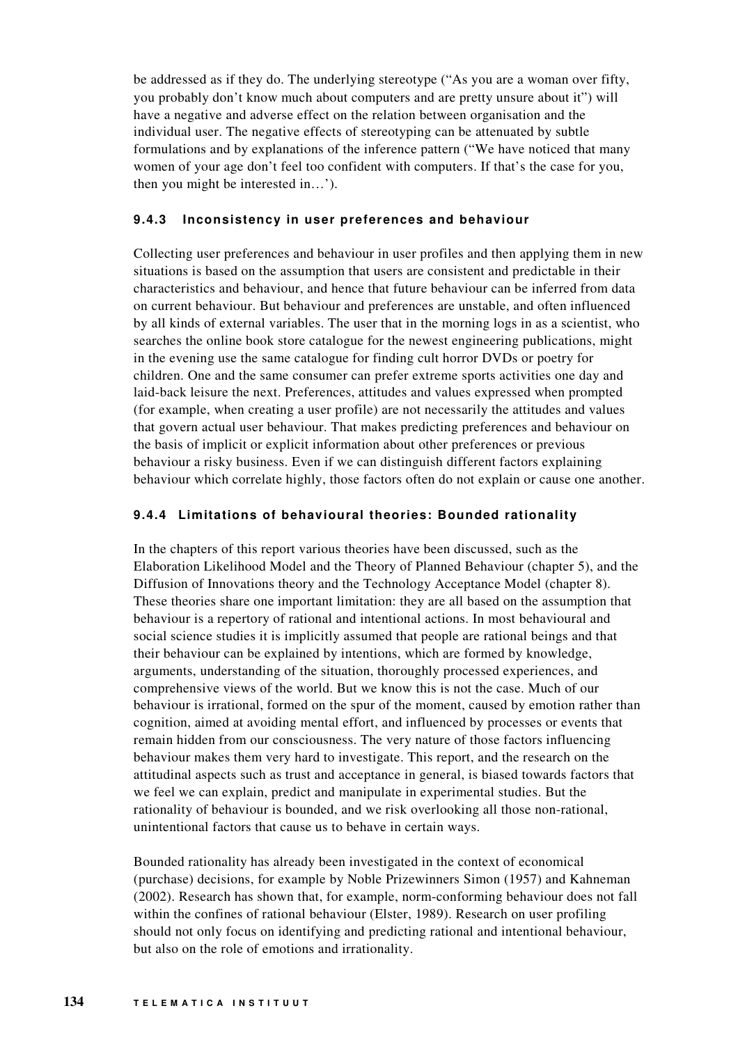be addressed as if they do. The underlying stereotype ("As you are a woman over fifty, you probably don't know much about computers and are pretty unsure about it") will have a negative and adverse effect on the relation between organisation and the individual user. The negative effects of stereotyping can be attenuated by subtle formulations and by explanations of the inference pattern ("We have noticed that many women of your age don't feel too confident with computers. If that's the case for you, then you might be interested in…').

### 9.4.3 Inconsistency in user preferences and behaviour

Collecting user preferences and behaviour in user profiles and then applying them in new situations is based on the assumption that users are consistent and predictable in their characteristics and behaviour, and hence that future behaviour can be inferred from data on current behaviour. But behaviour and preferences are unstable, and often influenced by all kinds of external variables. The user that in the morning logs in as a scientist, who searches the online book store catalogue for the newest engineering publications, might in the evening use the same catalogue for finding cult horror DVDs or poetry for children. One and the same consumer can prefer extreme sports activities one day and laid-back leisure the next. Preferences, attitudes and values expressed when prompted (for example, when creating a user profile) are not necessarily the attitudes and values that govern actual user behaviour. That makes predicting preferences and behaviour on the basis of implicit or explicit information about other preferences or previous behaviour a risky business. Even if we can distinguish different factors explaining behaviour which correlate highly, those factors often do not explain or cause one another.

### 9.4.4 Limitations of behavioural theories: Bounded rationality

In the chapters of this report various theories have been discussed, such as the Elaboration Likelihood Model and the Theory of Planned Behaviour (chapter 5), and the Diffusion of Innovations theory and the Technology Acceptance Model (chapter 8). These theories share one important limitation: they are all based on the assumption that behaviour is a repertory of rational and intentional actions. In most behavioural and social science studies it is implicitly assumed that people are rational beings and that their behaviour can be explained by intentions, which are formed by knowledge, arguments, understanding of the situation, thoroughly processed experiences, and comprehensive views of the world. But we know this is not the case. Much of our behaviour is irrational, formed on the spur of the moment, caused by emotion rather than cognition, aimed at avoiding mental effort, and influenced by processes or events that remain hidden from our consciousness. The very nature of those factors influencing behaviour makes them very hard to investigate. This report, and the research on the attitudinal aspects such as trust and acceptance in general, is biased towards factors that we feel we can explain, predict and manipulate in experimental studies. But the rationality of behaviour is bounded, and we risk overlooking all those non-rational, unintentional factors that cause us to behave in certain ways.

Bounded rationality has already been investigated in the context of economical (purchase) decisions, for example by Noble Prizewinners Simon (1957) and Kahneman (2002). Research has shown that, for example, norm-conforming behaviour does not fall within the confines of rational behaviour (Elster, 1989). Research on user profiling should not only focus on identifying and predicting rational and intentional behaviour, but also on the role of emotions and irrationality.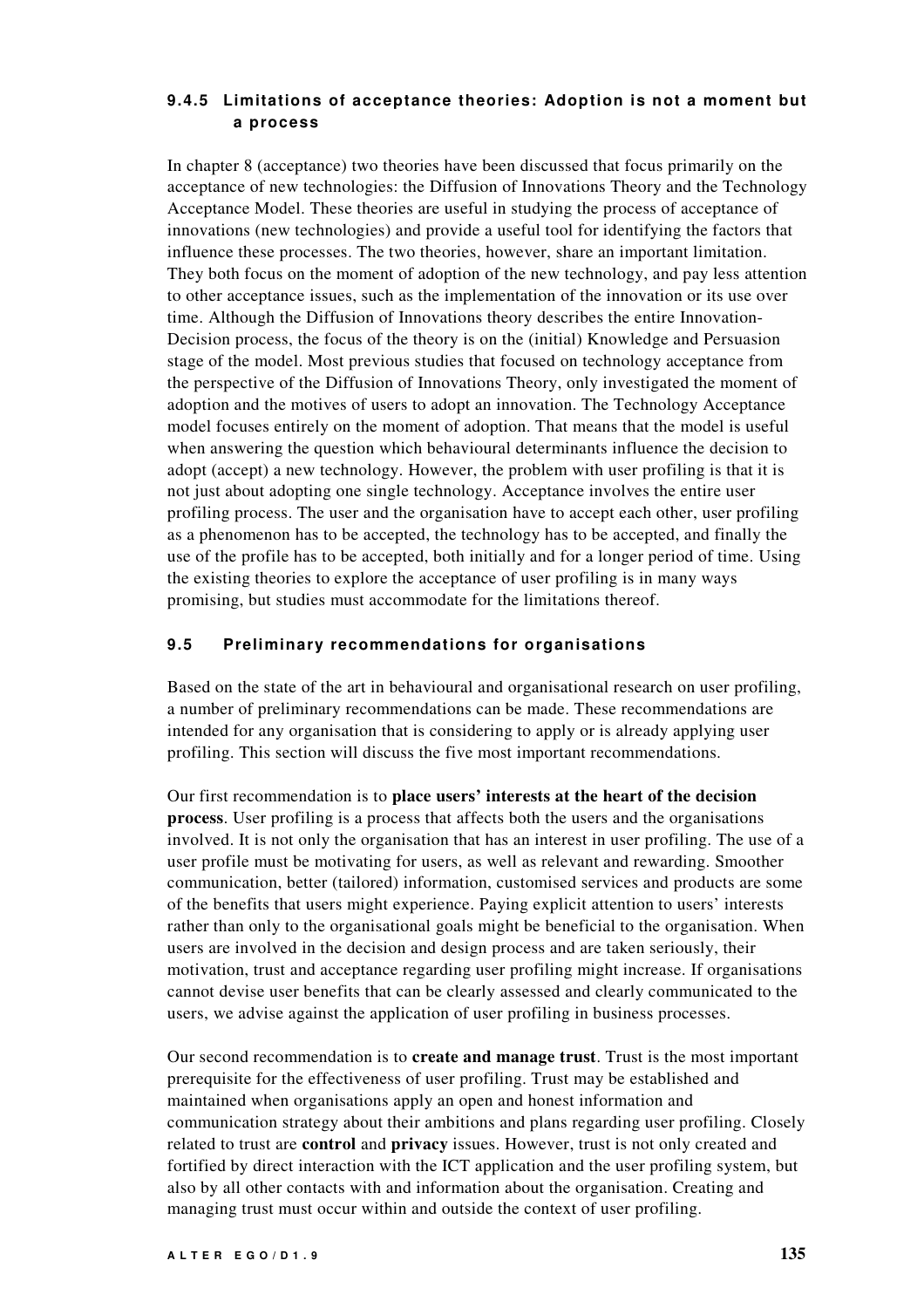### 9.4.5 Limitations of acceptance theories: Adoption is not a moment but a process

In chapter 8 (acceptance) two theories have been discussed that focus primarily on the acceptance of new technologies: the Diffusion of Innovations Theory and the Technology Acceptance Model. These theories are useful in studying the process of acceptance of innovations (new technologies) and provide a useful tool for identifying the factors that influence these processes. The two theories, however, share an important limitation. They both focus on the moment of adoption of the new technology, and pay less attention to other acceptance issues, such as the implementation of the innovation or its use over time. Although the Diffusion of Innovations theory describes the entire Innovation-Decision process, the focus of the theory is on the (initial) Knowledge and Persuasion stage of the model. Most previous studies that focused on technology acceptance from the perspective of the Diffusion of Innovations Theory, only investigated the moment of adoption and the motives of users to adopt an innovation. The Technology Acceptance model focuses entirely on the moment of adoption. That means that the model is useful when answering the question which behavioural determinants influence the decision to adopt (accept) a new technology. However, the problem with user profiling is that it is not just about adopting one single technology. Acceptance involves the entire user profiling process. The user and the organisation have to accept each other, user profiling as a phenomenon has to be accepted, the technology has to be accepted, and finally the use of the profile has to be accepted, both initially and for a longer period of time. Using the existing theories to explore the acceptance of user profiling is in many ways promising, but studies must accommodate for the limitations thereof.

## 9.5 Preliminary recommendations for organisations

Based on the state of the art in behavioural and organisational research on user profiling, a number of preliminary recommendations can be made. These recommendations are intended for any organisation that is considering to apply or is already applying user profiling. This section will discuss the five most important recommendations.

Our first recommendation is to **place users' interests at the heart of the decision process**. User profiling is a process that affects both the users and the organisations involved. It is not only the organisation that has an interest in user profiling. The use of a user profile must be motivating for users, as well as relevant and rewarding. Smoother communication, better (tailored) information, customised services and products are some of the benefits that users might experience. Paying explicit attention to users' interests rather than only to the organisational goals might be beneficial to the organisation. When users are involved in the decision and design process and are taken seriously, their motivation, trust and acceptance regarding user profiling might increase. If organisations cannot devise user benefits that can be clearly assessed and clearly communicated to the users, we advise against the application of user profiling in business processes.

Our second recommendation is to **create and manage trust**. Trust is the most important prerequisite for the effectiveness of user profiling. Trust may be established and maintained when organisations apply an open and honest information and communication strategy about their ambitions and plans regarding user profiling. Closely related to trust are **control** and **privacy** issues. However, trust is not only created and fortified by direct interaction with the ICT application and the user profiling system, but also by all other contacts with and information about the organisation. Creating and managing trust must occur within and outside the context of user profiling.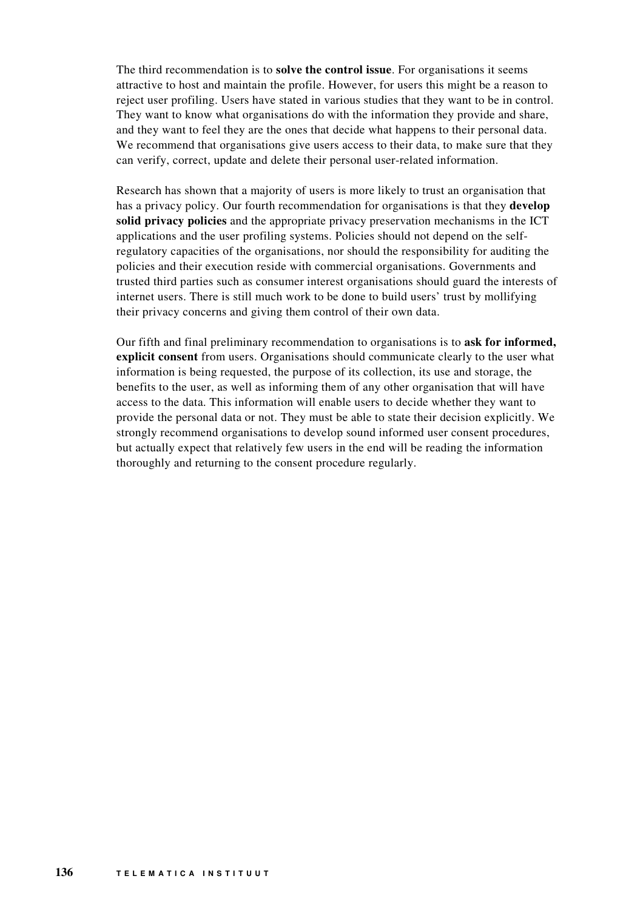The third recommendation is to **solve the control issue**. For organisations it seems attractive to host and maintain the profile. However, for users this might be a reason to reject user profiling. Users have stated in various studies that they want to be in control. They want to know what organisations do with the information they provide and share, and they want to feel they are the ones that decide what happens to their personal data. We recommend that organisations give users access to their data, to make sure that they can verify, correct, update and delete their personal user-related information.

Research has shown that a majority of users is more likely to trust an organisation that has a privacy policy. Our fourth recommendation for organisations is that they **develop solid privacy policies** and the appropriate privacy preservation mechanisms in the ICT applications and the user profiling systems. Policies should not depend on the self-regulatory capacities of the organisations, nor should the responsibility for auditing the policies and their execution reside with commercial organisations. Governments and trusted third parties such as consumer interest organisations should guard the interests of internet users. There is still much work to be done to build users' trust by mollifying their privacy concerns and giving them control of their own data.

Our fifth and final preliminary recommendation to organisations is to **ask for informed, explicit consent** from users. Organisations should communicate clearly to the user what information is being requested, the purpose of its collection, its use and storage, the benefits to the user, as well as informing them of any other organisation that will have access to the data. This information will enable users to decide whether they want to provide the personal data or not. They must be able to state their decision explicitly. We strongly recommend organisations to develop sound informed user consent procedures, but actually expect that relatively few users in the end will be reading the information thoroughly and returning to the consent procedure regularly.